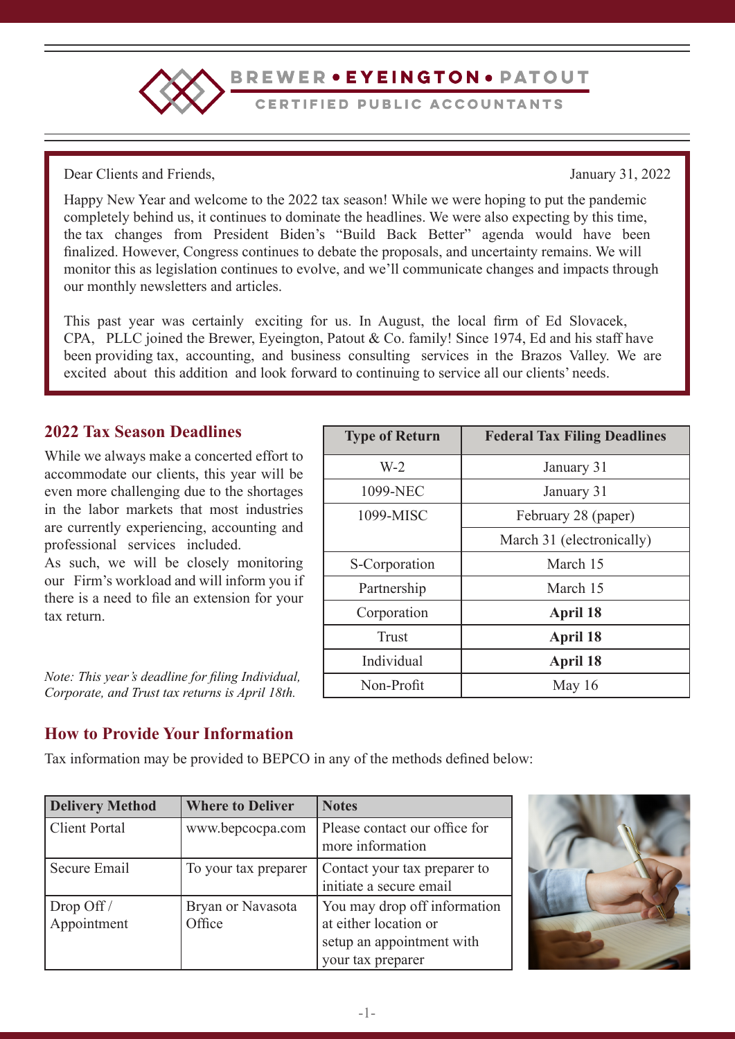# BREWER • EYEINGTON • PATOUT

CERTIFIED PUBLIC ACCOUNTANTS

Dear Clients and Friends,

January 31, 2022

Happy New Year and welcome to the 2022 tax season! While we were hoping to put the pandemic completely behind us, it continues to dominate the headlines. We were also expecting by this time, the tax changes from President Biden's "Build Back Better" agenda would have been finalized. However, Congress continues to debate the proposals, and uncertainty remains. We will monitor this as legislation continues to evolve, and we'll communicate changes and impacts through our monthly newsletters and articles.

This past year was certainly exciting for us. In August, the local firm of Ed Slovacek, CPA, PLLC joined the Brewer, Eyeington, Patout & Co. family! Since 1974, Ed and his staff have been providing tax, accounting, and business consulting services in the Brazos Valley. We are excited about this addition and look forward to continuing to service all our clients' needs.

## 2022 Tax Season Deadlines

While we always make a concerted effort to accommodate our clients, this year will be even more challenging due to the shortages in the labor markets that most industries are currently experiencing, accounting and professional services included.

As such, we will be closely monitoring our Firm's workload and will inform you if there is a need to file an extension for your tax return.

*Note: This year's deadline for filing Individual, Corporate, and Trust tax returns is April 18th.*

| Type of Return | Federal Tax Filing Deadlines |
|---|---|
| W-2 | January 31 |
| 1099-NEC | January 31 |
| 1099-MISC | February 28 (paper) |
| | March 31 (electronically) |
| S-Corporation | March 15 |
| Partnership | March 15 |
| Corporation | **April 18** |
| Trust | **April 18** |
| Individual | **April 18** |
| Non-Profit | May 16 |

## How to Provide Your Information

Tax information may be provided to BEPCO in any of the methods defined below:

| Delivery Method | Where to Deliver | Notes |
|---|---|---|
| Client Portal | www.bepcocpa.com | Please contact our office for more information |
| Secure Email | To your tax preparer | Contact your tax preparer to initiate a secure email |
| Drop Off / Appointment | Bryan or Navasota Office | You may drop off information at either location or setup an appointment with your tax preparer |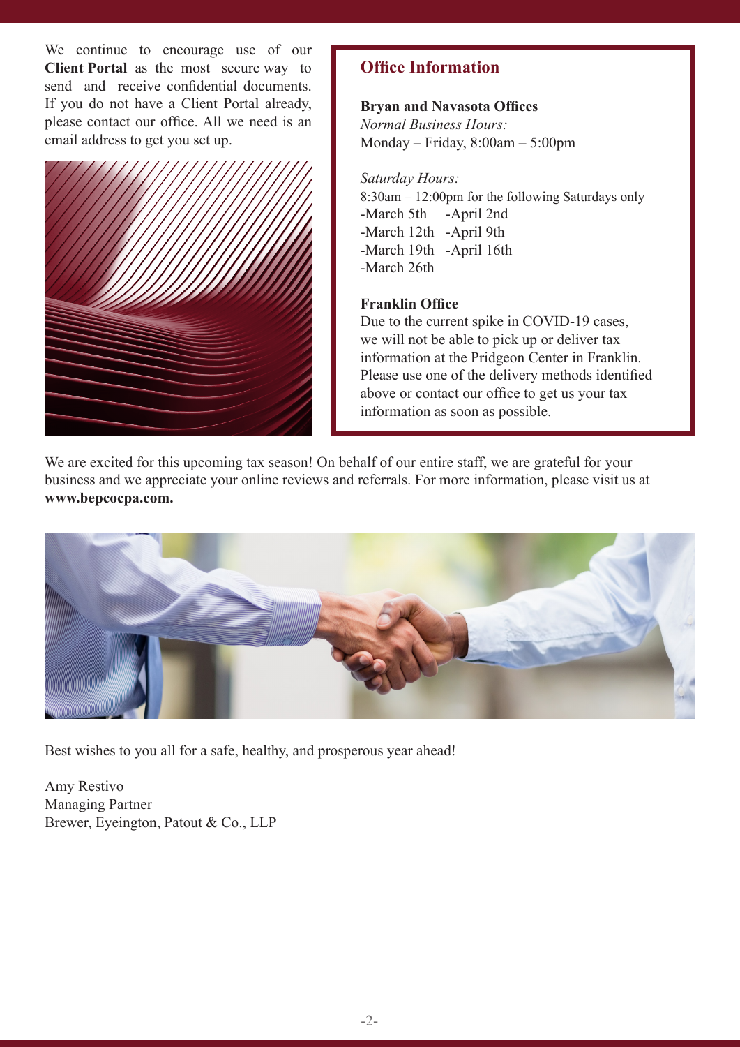We continue to encourage use of our **Client Portal** as the most secure way to send and receive confidential documents. If you do not have a Client Portal already, please contact our office. All we need is an email address to get you set up.

## Office Information

**Bryan and Navasota Offices**

*Normal Business Hours:*
Monday – Friday, 8:00am – 5:00pm

*Saturday Hours:*
8:30am – 12:00pm for the following Saturdays only

- March 5th
- March 12th
- March 19th
- March 26th
- April 2nd
- April 9th
- April 16th

**Franklin Office**

Due to the current spike in COVID-19 cases, we will not be able to pick up or deliver tax information at the Pridgeon Center in Franklin. Please use one of the delivery methods identified above or contact our office to get us your tax information as soon as possible.

We are excited for this upcoming tax season! On behalf of our entire staff, we are grateful for your business and we appreciate your online reviews and referrals. For more information, please visit us at **www.bepcocpa.com.**

Best wishes to you all for a safe, healthy, and prosperous year ahead!

Amy Restivo
Managing Partner
Brewer, Eyeington, Patout & Co., LLP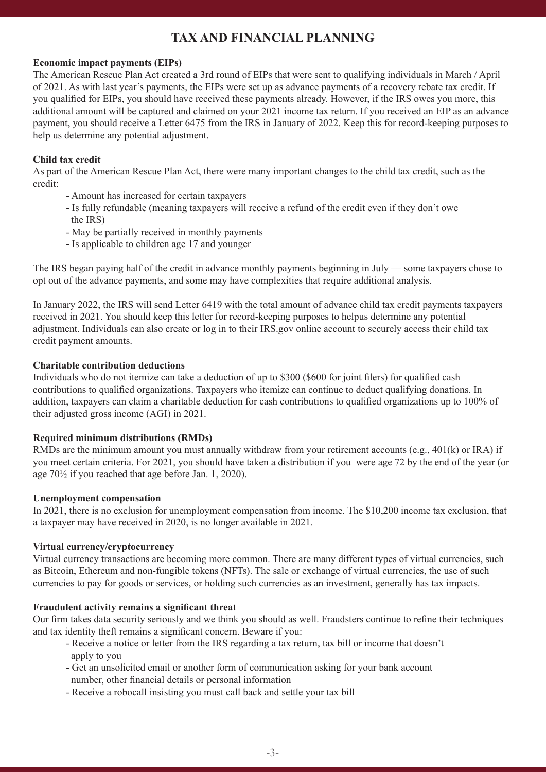# TAX AND FINANCIAL PLANNING

**Economic impact payments (EIPs)**

The American Rescue Plan Act created a 3rd round of EIPs that were sent to qualifying individuals in March / April of 2021. As with last year's payments, the EIPs were set up as advance payments of a recovery rebate tax credit. If you qualified for EIPs, you should have received these payments already. However, if the IRS owes you more, this additional amount will be captured and claimed on your 2021 income tax return. If you received an EIP as an advance payment, you should receive a Letter 6475 from the IRS in January of 2022. Keep this for record-keeping purposes to help us determine any potential adjustment.

**Child tax credit**

As part of the American Rescue Plan Act, there were many important changes to the child tax credit, such as the credit:

- Amount has increased for certain taxpayers
- Is fully refundable (meaning taxpayers will receive a refund of the credit even if they don't owe the IRS)
- May be partially received in monthly payments
- Is applicable to children age 17 and younger

The IRS began paying half of the credit in advance monthly payments beginning in July — some taxpayers chose to opt out of the advance payments, and some may have complexities that require additional analysis.

In January 2022, the IRS will send Letter 6419 with the total amount of advance child tax credit payments taxpayers received in 2021. You should keep this letter for record-keeping purposes to helpus determine any potential adjustment. Individuals can also create or log in to their IRS.gov online account to securely access their child tax credit payment amounts.

**Charitable contribution deductions**

Individuals who do not itemize can take a deduction of up to $300 ($600 for joint filers) for qualified cash contributions to qualified organizations. Taxpayers who itemize can continue to deduct qualifying donations. In addition, taxpayers can claim a charitable deduction for cash contributions to qualified organizations up to 100% of their adjusted gross income (AGI) in 2021.

**Required minimum distributions (RMDs)**

RMDs are the minimum amount you must annually withdraw from your retirement accounts (e.g., 401(k) or IRA) if you meet certain criteria. For 2021, you should have taken a distribution if you were age 72 by the end of the year (or age 70½ if you reached that age before Jan. 1, 2020).

**Unemployment compensation**

In 2021, there is no exclusion for unemployment compensation from income. The $10,200 income tax exclusion, that a taxpayer may have received in 2020, is no longer available in 2021.

**Virtual currency/cryptocurrency**

Virtual currency transactions are becoming more common. There are many different types of virtual currencies, such as Bitcoin, Ethereum and non-fungible tokens (NFTs). The sale or exchange of virtual currencies, the use of such currencies to pay for goods or services, or holding such currencies as an investment, generally has tax impacts.

**Fraudulent activity remains a significant threat**

Our firm takes data security seriously and we think you should as well. Fraudsters continue to refine their techniques and tax identity theft remains a significant concern. Beware if you:

- Receive a notice or letter from the IRS regarding a tax return, tax bill or income that doesn't apply to you
- Get an unsolicited email or another form of communication asking for your bank account number, other financial details or personal information
- Receive a robocall insisting you must call back and settle your tax bill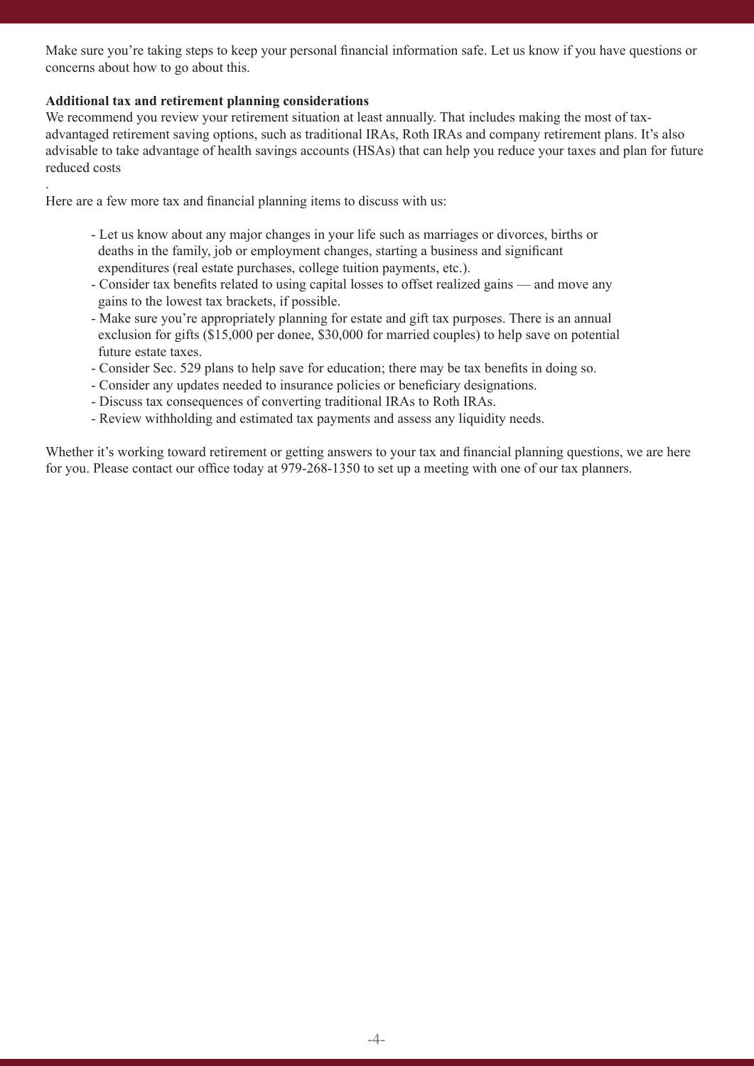Make sure you're taking steps to keep your personal financial information safe. Let us know if you have questions or concerns about how to go about this.

**Additional tax and retirement planning considerations**

We recommend you review your retirement situation at least annually. That includes making the most of tax-advantaged retirement saving options, such as traditional IRAs, Roth IRAs and company retirement plans. It's also advisable to take advantage of health savings accounts (HSAs) that can help you reduce your taxes and plan for future reduced costs

.

Here are a few more tax and financial planning items to discuss with us:

- Let us know about any major changes in your life such as marriages or divorces, births or deaths in the family, job or employment changes, starting a business and significant expenditures (real estate purchases, college tuition payments, etc.).
- Consider tax benefits related to using capital losses to offset realized gains — and move any gains to the lowest tax brackets, if possible.
- Make sure you're appropriately planning for estate and gift tax purposes. There is an annual exclusion for gifts ($15,000 per donee, $30,000 for married couples) to help save on potential future estate taxes.
- Consider Sec. 529 plans to help save for education; there may be tax benefits in doing so.
- Consider any updates needed to insurance policies or beneficiary designations.
- Discuss tax consequences of converting traditional IRAs to Roth IRAs.
- Review withholding and estimated tax payments and assess any liquidity needs.

Whether it's working toward retirement or getting answers to your tax and financial planning questions, we are here for you. Please contact our office today at 979-268-1350 to set up a meeting with one of our tax planners.